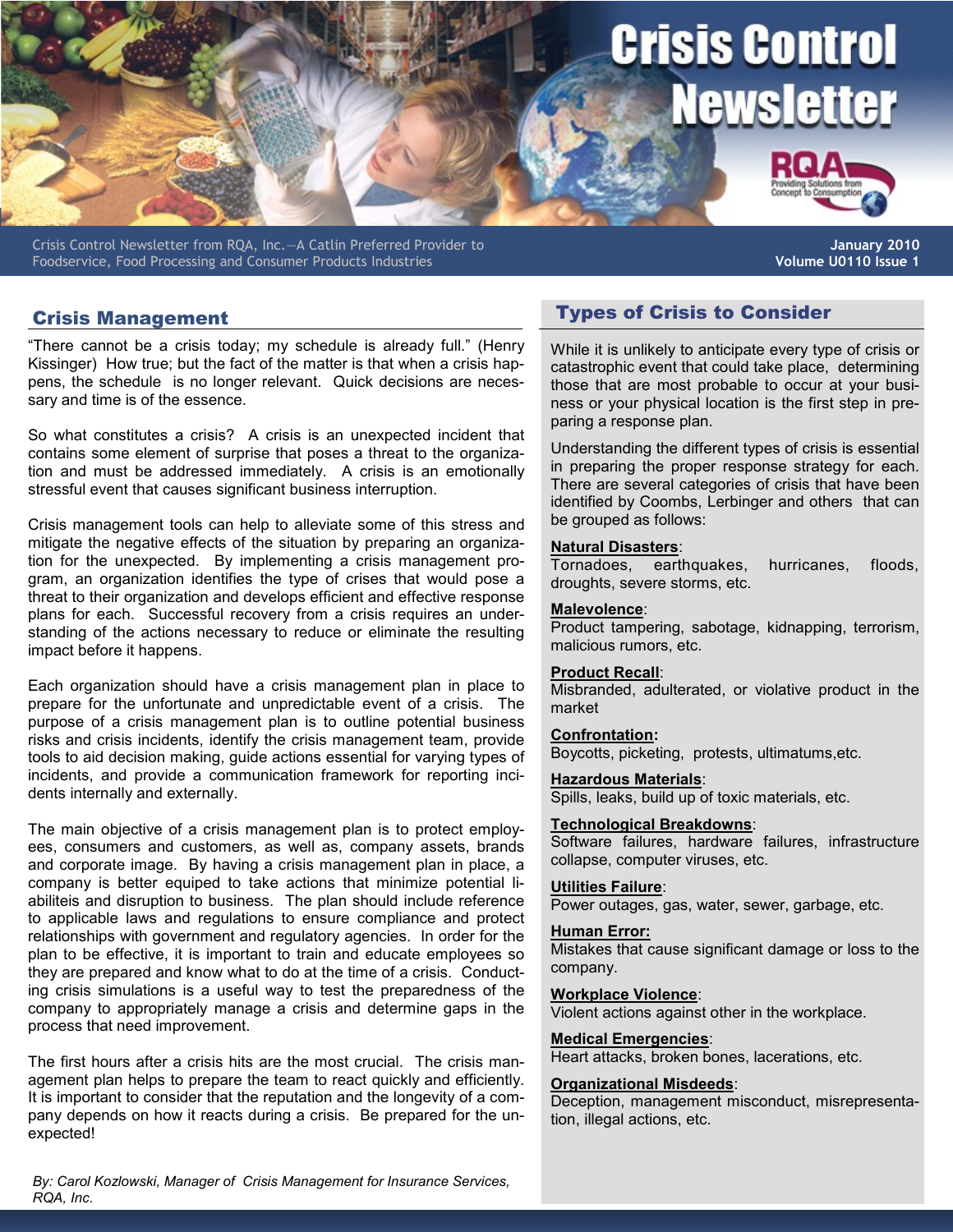# Crisis Control Newsletter

Crisis Control Newsletter from RQA, Inc.—A Catlin Preferred Provider to Foodservice, Food Processing and Consumer Products Industries

January 2010
Volume U0110 Issue 1

## Crisis Management

"There cannot be a crisis today; my schedule is already full." (Henry Kissinger) How true; but the fact of the matter is that when a crisis happens, the schedule is no longer relevant. Quick decisions are necessary and time is of the essence.

So what constitutes a crisis? A crisis is an unexpected incident that contains some element of surprise that poses a threat to the organization and must be addressed immediately. A crisis is an emotionally stressful event that causes significant business interruption.

Crisis management tools can help to alleviate some of this stress and mitigate the negative effects of the situation by preparing an organization for the unexpected. By implementing a crisis management program, an organization identifies the type of crises that would pose a threat to their organization and develops efficient and effective response plans for each. Successful recovery from a crisis requires an understanding of the actions necessary to reduce or eliminate the resulting impact before it happens.

Each organization should have a crisis management plan in place to prepare for the unfortunate and unpredictable event of a crisis. The purpose of a crisis management plan is to outline potential business risks and crisis incidents, identify the crisis management team, provide tools to aid decision making, guide actions essential for varying types of incidents, and provide a communication framework for reporting incidents internally and externally.

The main objective of a crisis management plan is to protect employees, consumers and customers, as well as, company assets, brands and corporate image. By having a crisis management plan in place, a company is better equiped to take actions that minimize potential liabiliteis and disruption to business. The plan should include reference to applicable laws and regulations to ensure compliance and protect relationships with government and regulatory agencies. In order for the plan to be effective, it is important to train and educate employees so they are prepared and know what to do at the time of a crisis. Conducting crisis simulations is a useful way to test the preparedness of the company to appropriately manage a crisis and determine gaps in the process that need improvement.

The first hours after a crisis hits are the most crucial. The crisis management plan helps to prepare the team to react quickly and efficiently. It is important to consider that the reputation and the longevity of a company depends on how it reacts during a crisis. Be prepared for the unexpected!

*By: Carol Kozlowski, Manager of Crisis Management for Insurance Services, RQA, Inc.*

## Types of Crisis to Consider

While it is unlikely to anticipate every type of crisis or catastrophic event that could take place, determining those that are most probable to occur at your business or your physical location is the first step in preparing a response plan.

Understanding the different types of crisis is essential in preparing the proper response strategy for each. There are several categories of crisis that have been identified by Coombs, Lerbinger and others that can be grouped as follows:

**Natural Disasters**:
Tornadoes, earthquakes, hurricanes, floods, droughts, severe storms, etc.

**Malevolence**:
Product tampering, sabotage, kidnapping, terrorism, malicious rumors, etc.

**Product Recall**:
Misbranded, adulterated, or violative product in the market

**Confrontation:**
Boycotts, picketing, protests, ultimatums,etc.

**Hazardous Materials**:
Spills, leaks, build up of toxic materials, etc.

**Technological Breakdowns**:
Software failures, hardware failures, infrastructure collapse, computer viruses, etc.

**Utilities Failure**:
Power outages, gas, water, sewer, garbage, etc.

**Human Error:**
Mistakes that cause significant damage or loss to the company.

**Workplace Violence**:
Violent actions against other in the workplace.

**Medical Emergencies**:
Heart attacks, broken bones, lacerations, etc.

**Organizational Misdeeds**:
Deception, management misconduct, misrepresentation, illegal actions, etc.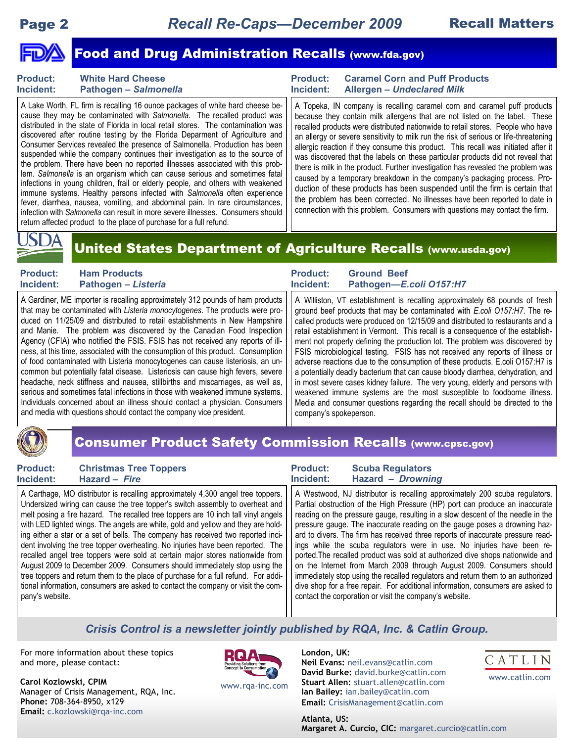# Recall Re-Caps—December 2009

## Food and Drug Administration Recalls (www.fda.gov)

**Product:** White Hard Cheese
**Incident:** Pathogen – *Salmonella*

A Lake Worth, FL firm is recalling 16 ounce packages of white hard cheese because they may be contaminated with *Salmonella*. The recalled product was distributed in the state of Florida in local retail stores. The contamination was discovered after routine testing by the Florida Deparment of Agriculture and Consumer Services revealed the presence of Salmonella. Production has been suspended while the company continues their investigation as to the source of the problem. There have been no reported illnesses associated with this problem. *Salmonella* is an organism which can cause serious and sometimes fatal infections in young children, frail or elderly people, and others with weakened immune systems. Healthy persons infected with *Salmonella* often experience fever, diarrhea, nausea, vomiting, and abdominal pain. In rare circumstances, infection with *Salmonella* can result in more severe illnesses. Consumers should return affected product to the place of purchase for a full refund.

**Product:** Caramel Corn and Puff Products
**Incident:** Allergen – *Undeclared Milk*

A Topeka, IN company is recalling caramel corn and caramel puff products because they contain milk allergens that are not listed on the label. These recalled products were distributed nationwide to retail stores. People who have an allergy or severe sensitivity to milk run the risk of serious or life-threatening allergic reaction if they consume this product. This recall was initiated after it was discovered that the labels on these particular products did not reveal that there is milk in the product. Further investigation has revealed the problem was caused by a temporary breakdown in the company's packaging process. Production of these products has been suspended until the firm is certain that the problem has been corrected. No illnesses have been reported to date in connection with this problem. Consumers with questions may contact the firm.

## United States Department of Agriculture Recalls (www.usda.gov)

**Product:** Ham Products
**Incident:** Pathogen – *Listeria*

A Gardiner, ME importer is recalling approximately 312 pounds of ham products that may be contaminated with *Listeria monocytogenes*. The products were produced on 11/25/09 and distributed to retail establishments in New Hampshire and Manie. The problem was discovered by the Canadian Food Inspection Agency (CFIA) who notified the FSIS. FSIS has not received any reports of illness, at this time, associated with the consumption of this product. Consumption of food contaminated with Listeria monocytogenes can cause listeriosis, an uncommon but potentially fatal disease. Listeriosis can cause high fevers, severe headache, neck stiffness and nausea, stillbirths and miscarriages, as well as, serious and sometimes fatal infections in those with weakened immune systems. Individuals concerned about an illness should contact a physician. Consumers and media with questions should contact the company vice president.

**Product:** Ground Beef
**Incident:** Pathogen—*E.coli O157:H7*

A Williston, VT establishment is recalling approximately 68 pounds of fresh ground beef products that may be contaminated with *E.coli O157:H7*. The recalled products were produced on 12/15/09 and distributed to restaurants and a retail establishment in Vermont. This recall is a consequence of the establishment not properly defining the production lot. The problem was discovered by FSIS microbiological testing. FSIS has not received any reports of illness or adverse reactions due to the consumption of these products. E.coli O157:H7 is a potentially deadly bacterium that can cause bloody diarrhea, dehydration, and in most severe cases kidney failure. The very young, elderly and persons with weakened immune systems are the most susceptible to foodborne illness. Media and consumer questions regarding the recall should be directed to the company's spokeperson.

## Consumer Product Safety Commission Recalls (www.cpsc.gov)

**Product:** Christmas Tree Toppers
**Incident:** Hazard – *Fire*

A Carthage, MO distributor is recalling approximately 4,300 angel tree toppers. Undersized wiring can cause the tree topper's switch assembly to overheat and melt posing a fire hazard. The recalled tree toppers are 10 inch tall vinyl angels with LED lighted wings. The angels are white, gold and yellow and they are holding either a star or a set of bells. The company has received two reported incident involving the tree topper overheating. No injuries have been reported. The recalled angel tree toppers were sold at certain major stores nationwide from August 2009 to December 2009. Consumers should immediately stop using the tree toppers and return them to the place of purchase for a full refund. For additional information, consumers are asked to contact the company or visit the company's website.

**Product:** Scuba Regulators
**Incident:** Hazard – *Drowning*

A Westwood, NJ distributor is recalling approximately 200 scuba regulators. Partial obstruction of the High Pressure (HP) port can produce an inaccurate reading on the pressure gauge, resulting in a slow descent of the needle in the pressure gauge. The inaccurate reading on the gauge poses a drowning hazard to divers. The firm has received three reports of inaccurate pressure readings while the scuba regulators were in use. No injuries have been reported.The recalled product was sold at authorized dive shops nationwide and on the Internet from March 2009 through August 2009. Consumers should immediately stop using the recalled regulators and return them to an authorized dive shop for a free repair. For additional information, consumers are asked to contact the corporation or visit the company's website.

---

*Crisis Control is a newsletter jointly published by RQA, Inc. & Catlin Group.*

For more information about these topics and more, please contact:

**Carol Kozlowski, CPIM**
Manager of Crisis Management, RQA, Inc.
**Phone:** 708-364-8950, x129
**Email:** c.kozlowski@rqa-inc.com

www.rqa-inc.com

**London, UK:**
**Neil Evans:** neil.evans@catlin.com
**David Burke:** david.burke@catlin.com
**Stuart Allen:** stuart.allen@catlin.com
**Ian Bailey:** ian.bailey@catlin.com
**Email:** CrisisManagement@catlin.com

**Atlanta, US:**
**Margaret A. Curcio, CIC:** margaret.curcio@catlin.com

www.catlin.com